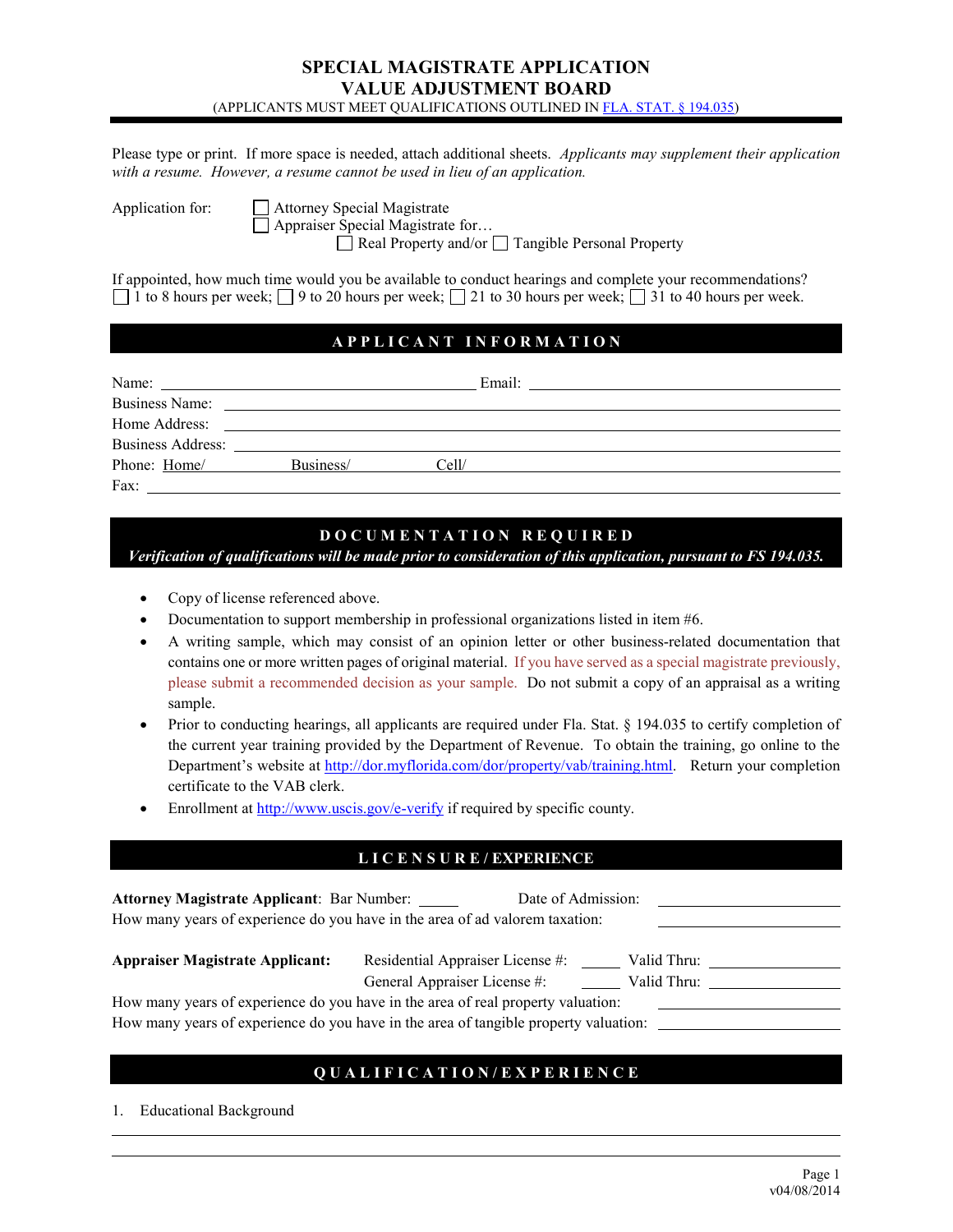# SPECIAL MAGISTRATE APPLICATION
# VALUE ADJUSTMENT BOARD

(APPLICANTS MUST MEET QUALIFICATIONS OUTLINED IN FLA. STAT. § 194.035)

Please type or print. If more space is needed, attach additional sheets. *Applicants may supplement their application with a resume. However, a resume cannot be used in lieu of an application.*

Application for: ☐ Attorney Special Magistrate
☐ Appraiser Special Magistrate for…
☐ Real Property and/or ☐ Tangible Personal Property

If appointed, how much time would you be available to conduct hearings and complete your recommendations?
☐ 1 to 8 hours per week; ☐ 9 to 20 hours per week; ☐ 21 to 30 hours per week; ☐ 31 to 40 hours per week.

## APPLICANT INFORMATION

Name: ______________________ Email: ______________________

Business Name: ______________________

Home Address: ______________________

Business Address: ______________________

Phone: Home/ __________ Business/ __________ Cell/ __________

Fax: ______________________

## DOCUMENTATION REQUIRED

***Verification of qualifications will be made prior to consideration of this application, pursuant to FS 194.035.***

- Copy of license referenced above.
- Documentation to support membership in professional organizations listed in item #6.
- A writing sample, which may consist of an opinion letter or other business-related documentation that contains one or more written pages of original material. If you have served as a special magistrate previously, please submit a recommended decision as your sample. Do not submit a copy of an appraisal as a writing sample.
- Prior to conducting hearings, all applicants are required under Fla. Stat. § 194.035 to certify completion of the current year training provided by the Department of Revenue. To obtain the training, go online to the Department's website at http://dor.myflorida.com/dor/property/vab/training.html. Return your completion certificate to the VAB clerk.
- Enrollment at http://www.uscis.gov/e-verify if required by specific county.

## LICENSURE / EXPERIENCE

**Attorney Magistrate Applicant**: Bar Number: _____ Date of Admission: __________

How many years of experience do you have in the area of ad valorem taxation: __________

**Appraiser Magistrate Applicant:** Residential Appraiser License #: _____ Valid Thru: __________

General Appraiser License #: _____ Valid Thru: __________

How many years of experience do you have in the area of real property valuation: __________

How many years of experience do you have in the area of tangible property valuation: __________

## QUALIFICATION/EXPERIENCE

1. Educational Background

______________________

______________________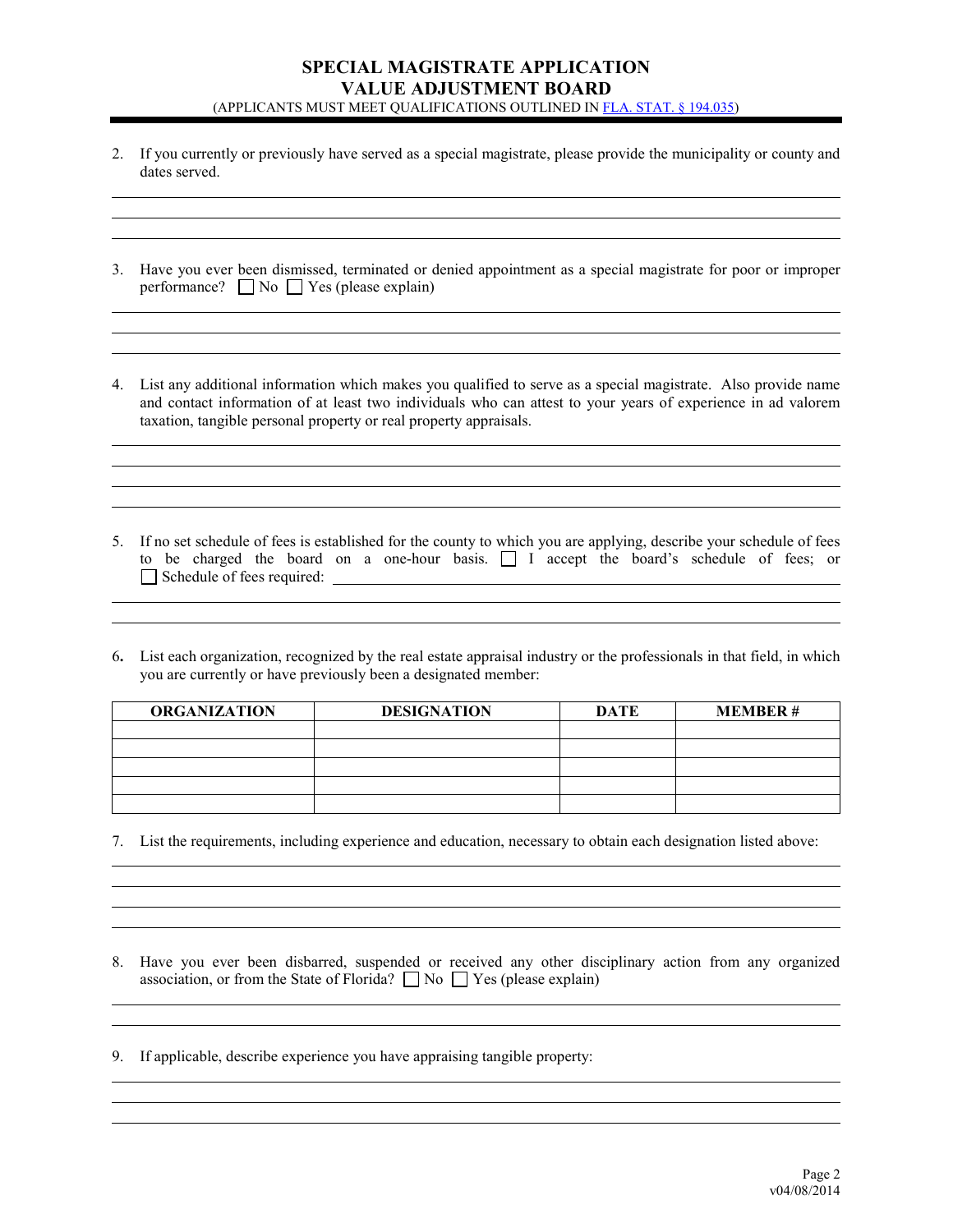# SPECIAL MAGISTRATE APPLICATION
# VALUE ADJUSTMENT BOARD

(APPLICANTS MUST MEET QUALIFICATIONS OUTLINED IN [FLA. STAT. § 194.035](#))

2. If you currently or previously have served as a special magistrate, please provide the municipality or county and dates served.

______________________________________________________________________________
______________________________________________________________________________
______________________________________________________________________________

3. Have you ever been dismissed, terminated or denied appointment as a special magistrate for poor or improper performance? ☐ No ☐ Yes (please explain)

______________________________________________________________________________
______________________________________________________________________________
______________________________________________________________________________

4. List any additional information which makes you qualified to serve as a special magistrate. Also provide name and contact information of at least two individuals who can attest to your years of experience in ad valorem taxation, tangible personal property or real property appraisals.

______________________________________________________________________________
______________________________________________________________________________
______________________________________________________________________________
______________________________________________________________________________

5. If no set schedule of fees is established for the county to which you are applying, describe your schedule of fees to be charged the board on a one-hour basis. ☐ I accept the board's schedule of fees; or ☐ Schedule of fees required: ____________________________________________

______________________________________________________________________________
______________________________________________________________________________

6. List each organization, recognized by the real estate appraisal industry or the professionals in that field, in which you are currently or have previously been a designated member:

| ORGANIZATION | DESIGNATION | DATE | MEMBER # |
|---|---|---|---|
| | | | |
| | | | |
| | | | |
| | | | |
| | | | |

7. List the requirements, including experience and education, necessary to obtain each designation listed above:

______________________________________________________________________________
______________________________________________________________________________
______________________________________________________________________________
______________________________________________________________________________

8. Have you ever been disbarred, suspended or received any other disciplinary action from any organized association, or from the State of Florida? ☐ No ☐ Yes (please explain)

______________________________________________________________________________
______________________________________________________________________________

9. If applicable, describe experience you have appraising tangible property:

______________________________________________________________________________
______________________________________________________________________________
______________________________________________________________________________

v04/08/2014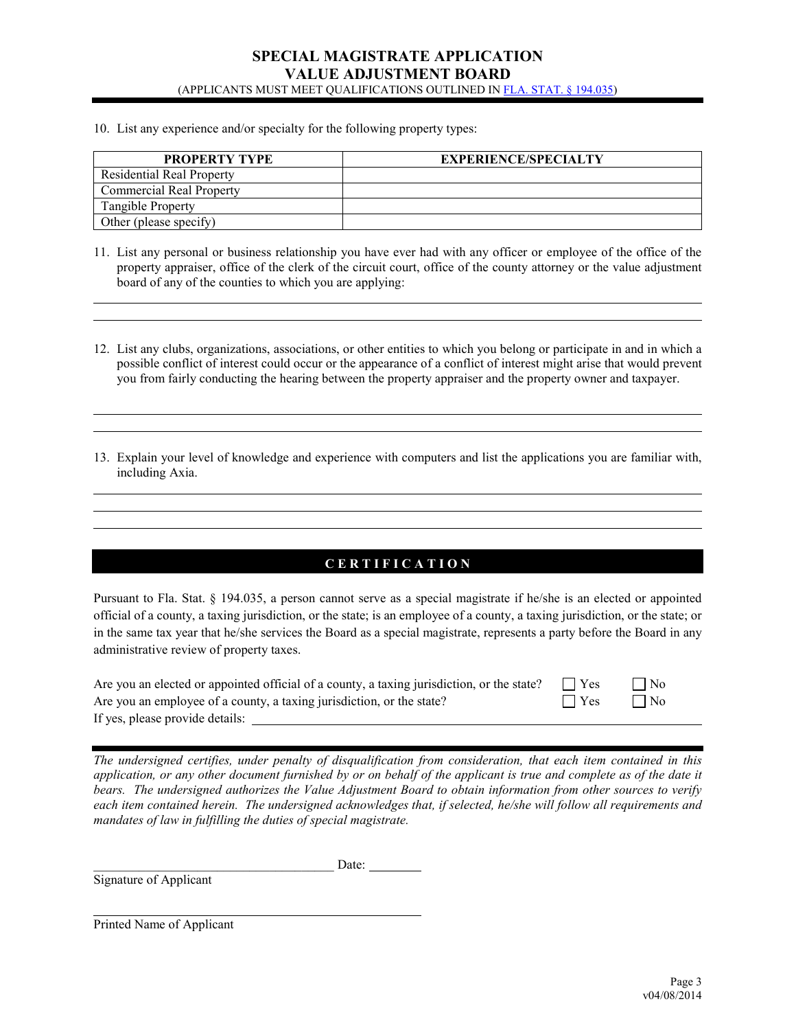# SPECIAL MAGISTRATE APPLICATION
# VALUE ADJUSTMENT BOARD

(APPLICANTS MUST MEET QUALIFICATIONS OUTLINED IN FLA. STAT. § 194.035)

10. List any experience and/or specialty for the following property types:

| PROPERTY TYPE | EXPERIENCE/SPECIALTY |
|---|---|
| Residential Real Property | |
| Commercial Real Property | |
| Tangible Property | |
| Other (please specify) | |

11. List any personal or business relationship you have ever had with any officer or employee of the office of the property appraiser, office of the clerk of the circuit court, office of the county attorney or the value adjustment board of any of the counties to which you are applying:

12. List any clubs, organizations, associations, or other entities to which you belong or participate in and in which a possible conflict of interest could occur or the appearance of a conflict of interest might arise that would prevent you from fairly conducting the hearing between the property appraiser and the property owner and taxpayer.

13. Explain your level of knowledge and experience with computers and list the applications you are familiar with, including Axia.

## CERTIFICATION

Pursuant to Fla. Stat. § 194.035, a person cannot serve as a special magistrate if he/she is an elected or appointed official of a county, a taxing jurisdiction, or the state; is an employee of a county, a taxing jurisdiction, or the state; or in the same tax year that he/she services the Board as a special magistrate, represents a party before the Board in any administrative review of property taxes.

Are you an elected or appointed official of a county, a taxing jurisdiction, or the state? ☐ Yes ☐ No

Are you an employee of a county, a taxing jurisdiction, or the state? ☐ Yes ☐ No

If yes, please provide details: ____________________

*The undersigned certifies, under penalty of disqualification from consideration, that each item contained in this application, or any other document furnished by or on behalf of the applicant is true and complete as of the date it bears. The undersigned authorizes the Value Adjustment Board to obtain information from other sources to verify each item contained herein. The undersigned acknowledges that, if selected, he/she will follow all requirements and mandates of law in fulfilling the duties of special magistrate.*

____________________ Date: ________

Signature of Applicant

____________________

Printed Name of Applicant

v04/08/2014